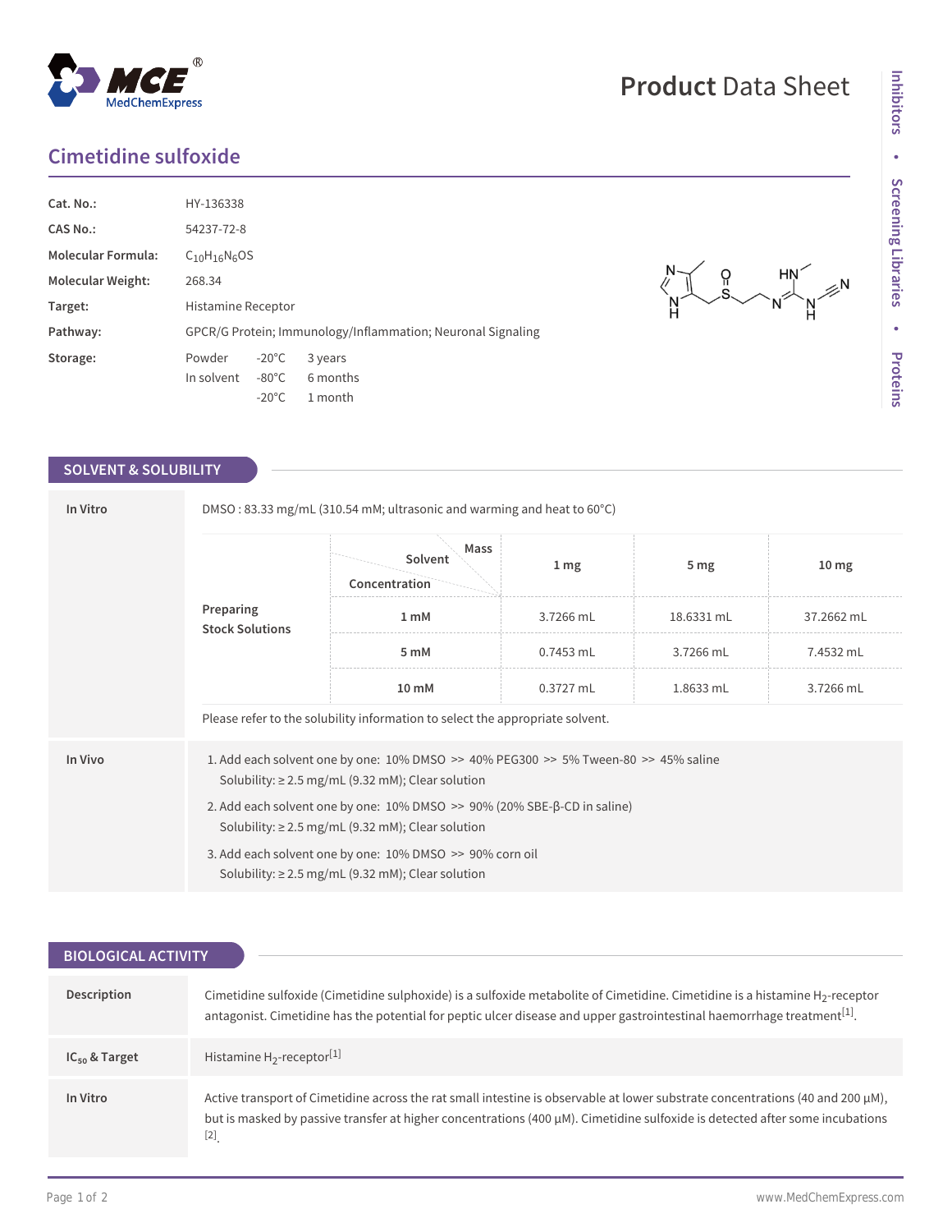# Cimetidine sulfoxide

| | |
|---|---|
| **Cat. No.:** | HY-136338 |
| **CAS No.:** | 54237-72-8 |
| **Molecular Formula:** | $C_{10}H_{16}N_6OS$ |
| **Molecular Weight:** | 268.34 |
| **Target:** | Histamine Receptor |
| **Pathway:** | GPCR/G Protein; Immunology/Inflammation; Neuronal Signaling |
| **Storage:** | Powder -20°C 3 years<br>In solvent -80°C 6 months<br>-20°C 1 month |

## SOLVENT & SOLUBILITY

**In Vitro**

DMSO : 83.33 mg/mL (310.54 mM; ultrasonic and warming and heat to 60°C)

**Preparing Stock Solutions**

| Concentration / Solvent / Mass | 1 mg | 5 mg | 10 mg |
|---|---|---|---|
| 1 mM | 3.7266 mL | 18.6331 mL | 37.2662 mL |
| 5 mM | 0.7453 mL | 3.7266 mL | 7.4532 mL |
| 10 mM | 0.3727 mL | 1.8633 mL | 3.7266 mL |

Please refer to the solubility information to select the appropriate solvent.

**In Vivo**

1. Add each solvent one by one: 10% DMSO >> 40% PEG300 >> 5% Tween-80 >> 45% saline
   Solubility: ≥ 2.5 mg/mL (9.32 mM); Clear solution
2. Add each solvent one by one: 10% DMSO >> 90% (20% SBE-β-CD in saline)
   Solubility: ≥ 2.5 mg/mL (9.32 mM); Clear solution
3. Add each solvent one by one: 10% DMSO >> 90% corn oil
   Solubility: ≥ 2.5 mg/mL (9.32 mM); Clear solution

## BIOLOGICAL ACTIVITY

**Description**

Cimetidine sulfoxide (Cimetidine sulphoxide) is a sulfoxide metabolite of Cimetidine. Cimetidine is a histamine $H_2$-receptor antagonist. Cimetidine has the potential for peptic ulcer disease and upper gastrointestinal haemorrhage treatment[1].

**$IC_{50}$ & Target**

Histamine $H_2$-receptor[1]

**In Vitro**

Active transport of Cimetidine across the rat small intestine is observable at lower substrate concentrations (40 and 200 μM), but is masked by passive transfer at higher concentrations (400 μM). Cimetidine sulfoxide is detected after some incubations [2].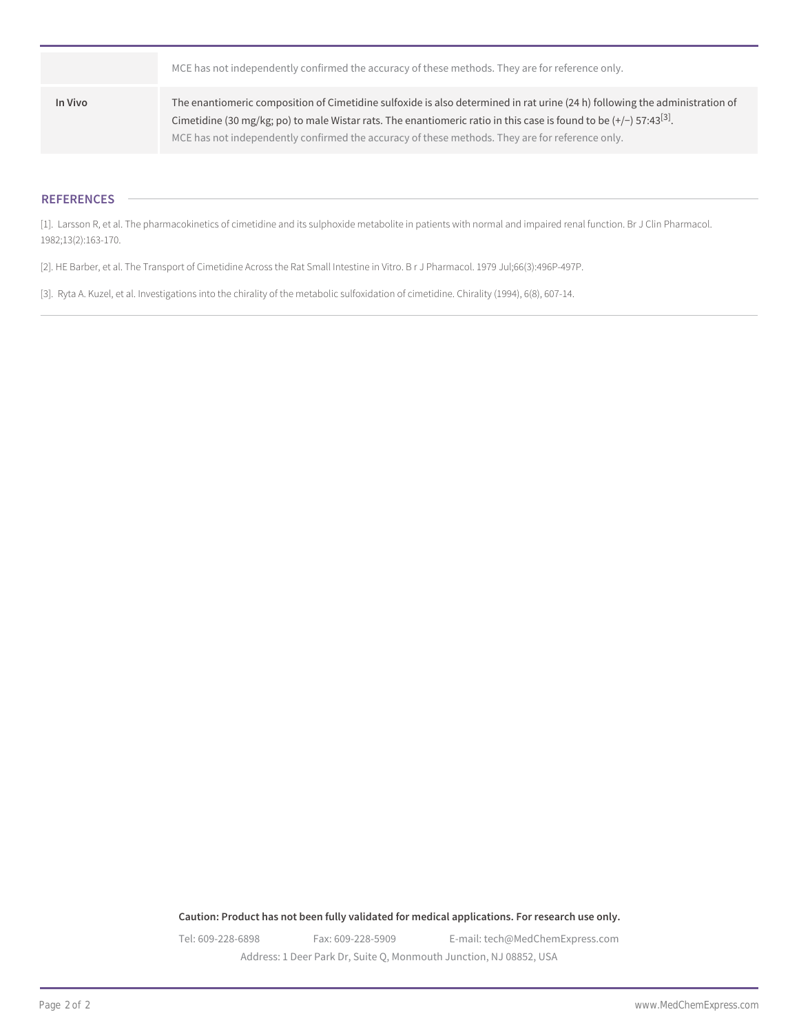| | |
|---|---|
| | MCE has not independently confirmed the accuracy of these methods. They are for reference only. |
| **In Vivo** | The enantiomeric composition of Cimetidine sulfoxide is also determined in rat urine (24 h) following the administration of Cimetidine (30 mg/kg; po) to male Wistar rats. The enantiomeric ratio in this case is found to be (+/−) 57:43[3]. MCE has not independently confirmed the accuracy of these methods. They are for reference only. |

## REFERENCES

[1]. Larsson R, et al. The pharmacokinetics of cimetidine and its sulphoxide metabolite in patients with normal and impaired renal function. Br J Clin Pharmacol. 1982;13(2):163-170.

[2]. HE Barber, et al. The Transport of Cimetidine Across the Rat Small Intestine in Vitro. B r J Pharmacol. 1979 Jul;66(3):496P-497P.

[3]. Ryta A. Kuzel, et al. Investigations into the chirality of the metabolic sulfoxidation of cimetidine. Chirality (1994), 6(8), 607-14.

**Caution: Product has not been fully validated for medical applications. For research use only.**

Tel: 609-228-6898 Fax: 609-228-5909 E-mail: tech@MedChemExpress.com

Address: 1 Deer Park Dr, Suite Q, Monmouth Junction, NJ 08852, USA